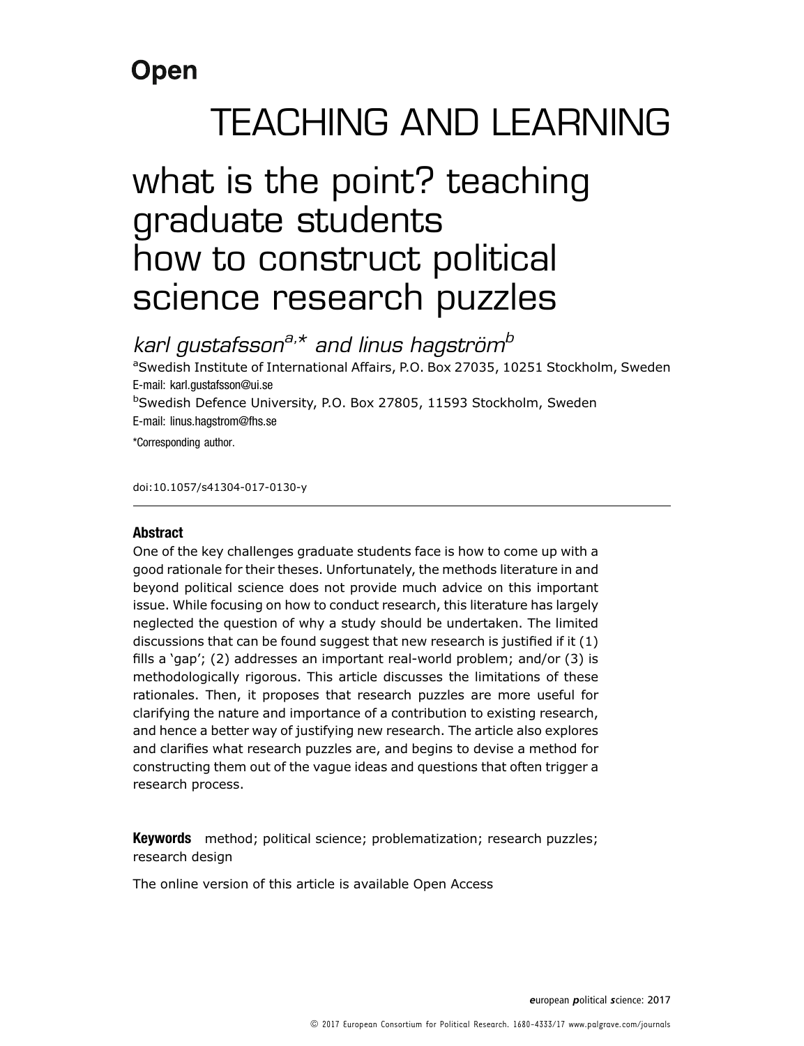Open

# TEACHING AND LEARNING

# what is the point? teaching graduate students how to construct political science research puzzles

*karl gustafsson[a,*] and linus hagström[b]*

[a]Swedish Institute of International Affairs, P.O. Box 27035, 10251 Stockholm, Sweden
E-mail: karl.gustafsson@ui.se

[b]Swedish Defence University, P.O. Box 27805, 11593 Stockholm, Sweden
E-mail: linus.hagstrom@fhs.se

*Corresponding author.

doi:10.1057/s41304-017-0130-y

## Abstract

One of the key challenges graduate students face is how to come up with a good rationale for their theses. Unfortunately, the methods literature in and beyond political science does not provide much advice on this important issue. While focusing on how to conduct research, this literature has largely neglected the question of why a study should be undertaken. The limited discussions that can be found suggest that new research is justified if it (1) fills a 'gap'; (2) addresses an important real-world problem; and/or (3) is methodologically rigorous. This article discusses the limitations of these rationales. Then, it proposes that research puzzles are more useful for clarifying the nature and importance of a contribution to existing research, and hence a better way of justifying new research. The article also explores and clarifies what research puzzles are, and begins to devise a method for constructing them out of the vague ideas and questions that often trigger a research process.

**Keywords** method; political science; problematization; research puzzles; research design

The online version of this article is available Open Access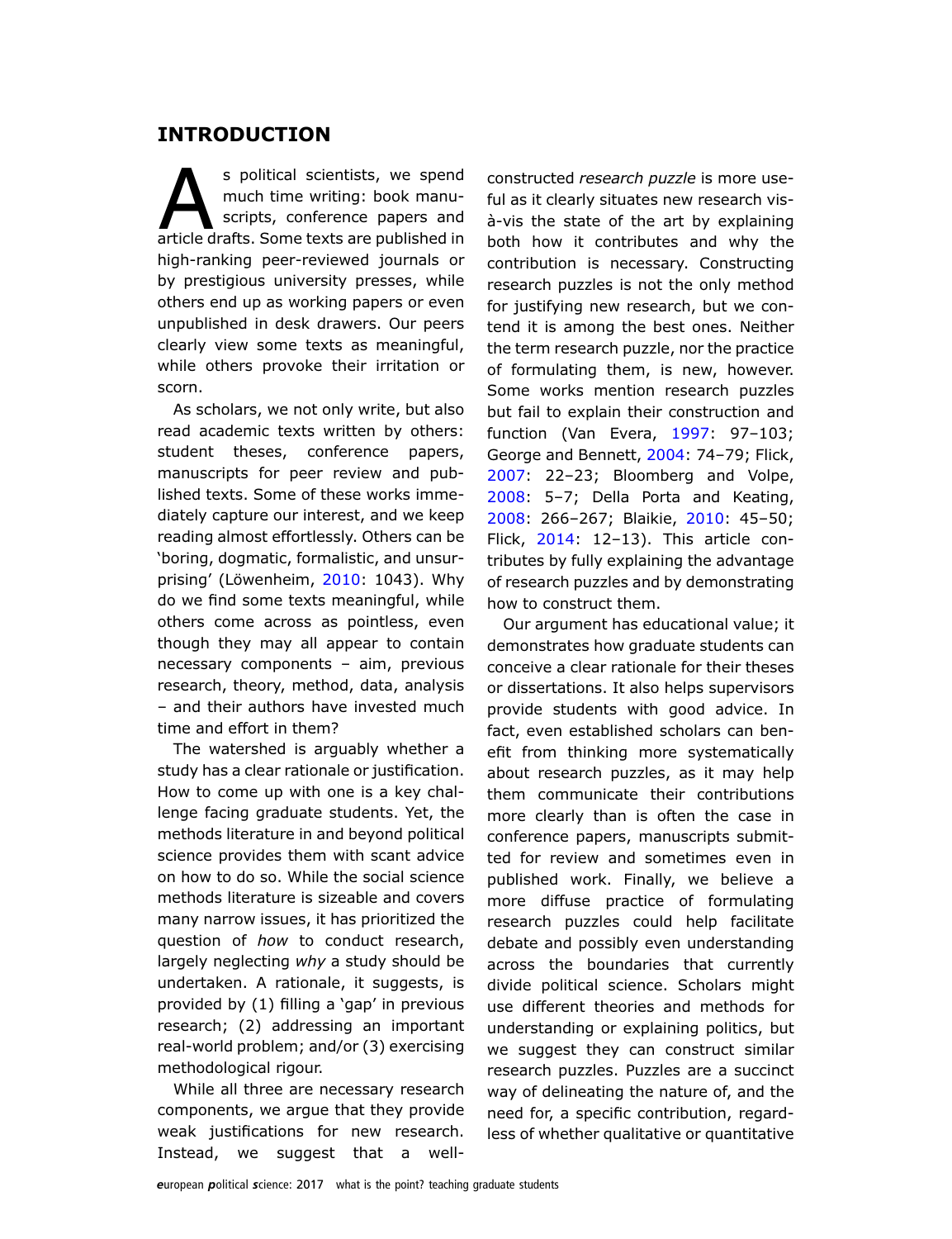## INTRODUCTION

As political scientists, we spend much time writing: book manuscripts, conference papers and article drafts. Some texts are published in high-ranking peer-reviewed journals or by prestigious university presses, while others end up as working papers or even unpublished in desk drawers. Our peers clearly view some texts as meaningful, while others provoke their irritation or scorn.

As scholars, we not only write, but also read academic texts written by others: student theses, conference papers, manuscripts for peer review and published texts. Some of these works immediately capture our interest, and we keep reading almost effortlessly. Others can be 'boring, dogmatic, formalistic, and unsurprising' (Löwenheim, 2010: 1043). Why do we find some texts meaningful, while others come across as pointless, even though they may all appear to contain necessary components – aim, previous research, theory, method, data, analysis – and their authors have invested much time and effort in them?

The watershed is arguably whether a study has a clear rationale or justification. How to come up with one is a key challenge facing graduate students. Yet, the methods literature in and beyond political science provides them with scant advice on how to do so. While the social science methods literature is sizeable and covers many narrow issues, it has prioritized the question of *how* to conduct research, largely neglecting *why* a study should be undertaken. A rationale, it suggests, is provided by (1) filling a 'gap' in previous research; (2) addressing an important real-world problem; and/or (3) exercising methodological rigour.

While all three are necessary research components, we argue that they provide weak justifications for new research. Instead, we suggest that a well-constructed *research puzzle* is more useful as it clearly situates new research vis-à-vis the state of the art by explaining both how it contributes and why the contribution is necessary. Constructing research puzzles is not the only method for justifying new research, but we contend it is among the best ones. Neither the term research puzzle, nor the practice of formulating them, is new, however. Some works mention research puzzles but fail to explain their construction and function (Van Evera, 1997: 97–103; George and Bennett, 2004: 74–79; Flick, 2007: 22–23; Bloomberg and Volpe, 2008: 5–7; Della Porta and Keating, 2008: 266–267; Blaikie, 2010: 45–50; Flick, 2014: 12–13). This article contributes by fully explaining the advantage of research puzzles and by demonstrating how to construct them.

Our argument has educational value; it demonstrates how graduate students can conceive a clear rationale for their theses or dissertations. It also helps supervisors provide students with good advice. In fact, even established scholars can benefit from thinking more systematically about research puzzles, as it may help them communicate their contributions more clearly than is often the case in conference papers, manuscripts submitted for review and sometimes even in published work. Finally, we believe a more diffuse practice of formulating research puzzles could help facilitate debate and possibly even understanding across the boundaries that currently divide political science. Scholars might use different theories and methods for understanding or explaining politics, but we suggest they can construct similar research puzzles. Puzzles are a succinct way of delineating the nature of, and the need for, a specific contribution, regardless of whether qualitative or quantitative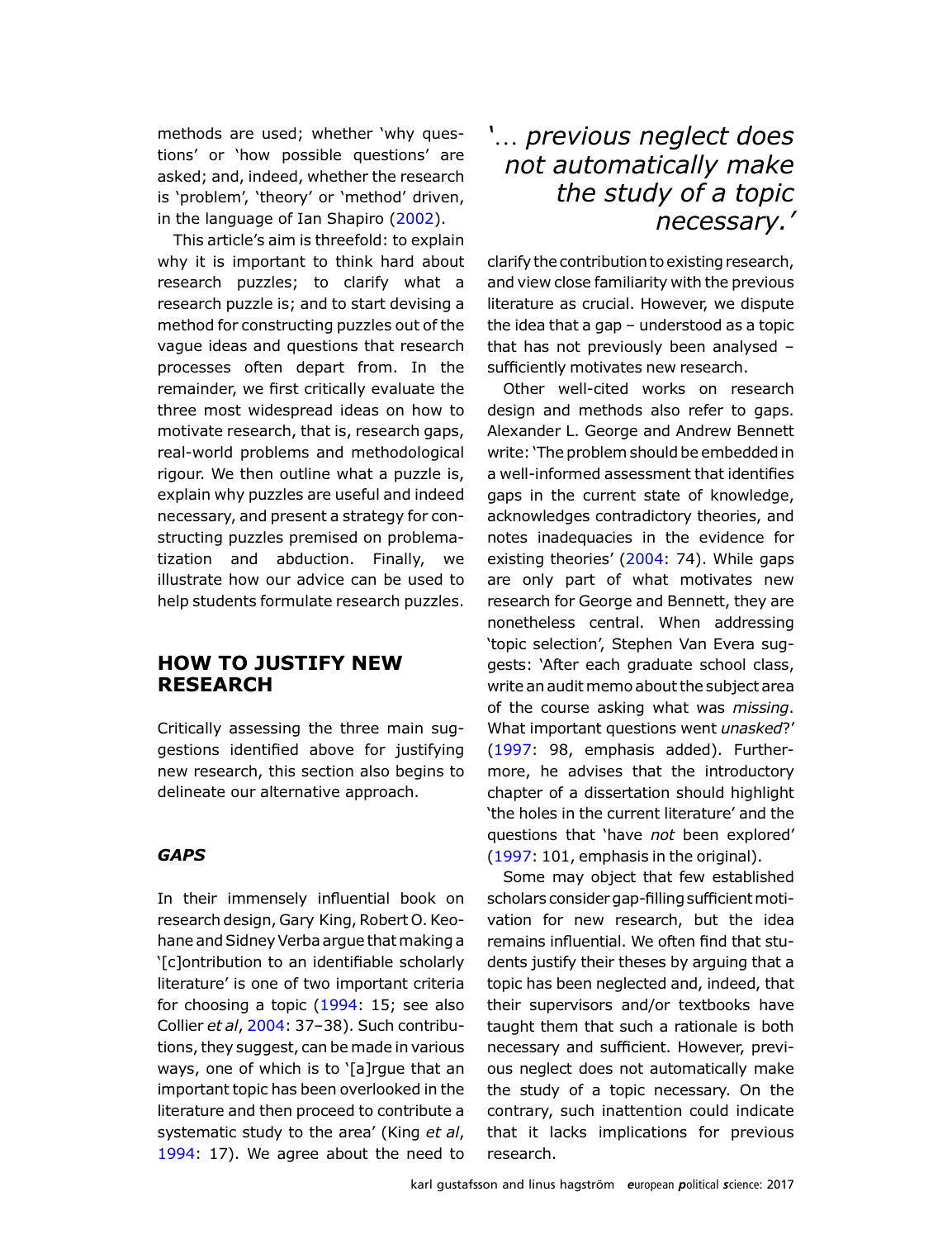methods are used; whether 'why questions' or 'how possible questions' are asked; and, indeed, whether the research is 'problem', 'theory' or 'method' driven, in the language of Ian Shapiro (2002).

This article's aim is threefold: to explain why it is important to think hard about research puzzles; to clarify what a research puzzle is; and to start devising a method for constructing puzzles out of the vague ideas and questions that research processes often depart from. In the remainder, we first critically evaluate the three most widespread ideas on how to motivate research, that is, research gaps, real-world problems and methodological rigour. We then outline what a puzzle is, explain why puzzles are useful and indeed necessary, and present a strategy for constructing puzzles premised on problematization and abduction. Finally, we illustrate how our advice can be used to help students formulate research puzzles.

## HOW TO JUSTIFY NEW RESEARCH

Critically assessing the three main suggestions identified above for justifying new research, this section also begins to delineate our alternative approach.

### *GAPS*

In their immensely influential book on research design, Gary King, Robert O. Keohane and Sidney Verba argue that making a '[c]ontribution to an identifiable scholarly literature' is one of two important criteria for choosing a topic (1994: 15; see also Collier *et al*, 2004: 37–38). Such contributions, they suggest, can be made in various ways, one of which is to '[a]rgue that an important topic has been overlooked in the literature and then proceed to contribute a systematic study to the area' (King *et al*, 1994: 17). We agree about the need to clarify the contribution to existing research, and view close familiarity with the previous literature as crucial. However, we dispute the idea that a gap – understood as a topic that has not previously been analysed – sufficiently motivates new research.

> *'... previous neglect does not automatically make the study of a topic necessary.'*

Other well-cited works on research design and methods also refer to gaps. Alexander L. George and Andrew Bennett write: 'The problem should be embedded in a well-informed assessment that identifies gaps in the current state of knowledge, acknowledges contradictory theories, and notes inadequacies in the evidence for existing theories' (2004: 74). While gaps are only part of what motivates new research for George and Bennett, they are nonetheless central. When addressing 'topic selection', Stephen Van Evera suggests: 'After each graduate school class, write an audit memo about the subject area of the course asking what was *missing*. What important questions went *unasked*?' (1997: 98, emphasis added). Furthermore, he advises that the introductory chapter of a dissertation should highlight 'the holes in the current literature' and the questions that 'have *not* been explored' (1997: 101, emphasis in the original).

Some may object that few established scholars consider gap-filling sufficient motivation for new research, but the idea remains influential. We often find that students justify their theses by arguing that a topic has been neglected and, indeed, that their supervisors and/or textbooks have taught them that such a rationale is both necessary and sufficient. However, previous neglect does not automatically make the study of a topic necessary. On the contrary, such inattention could indicate that it lacks implications for previous research.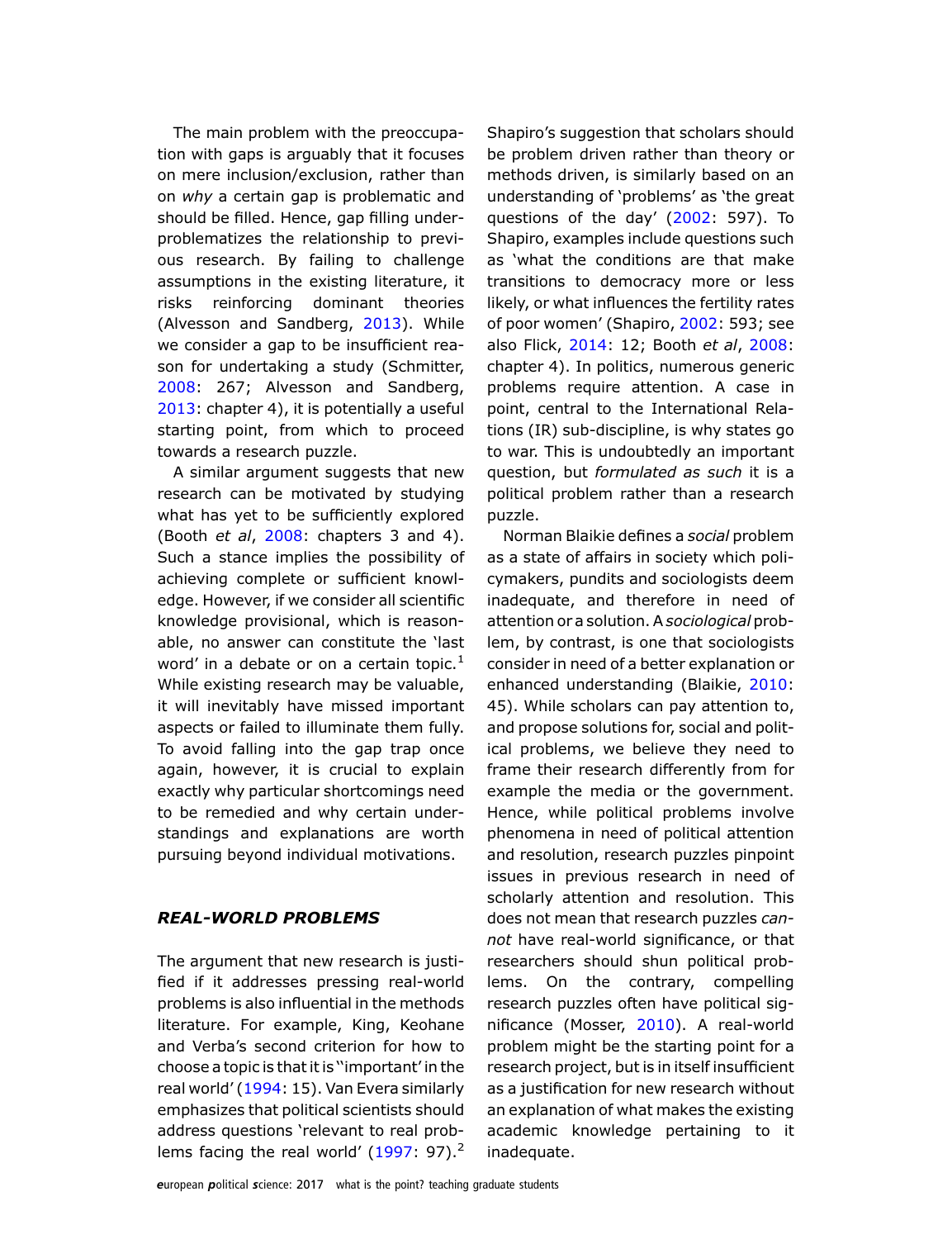The main problem with the preoccupation with gaps is arguably that it focuses on mere inclusion/exclusion, rather than on *why* a certain gap is problematic and should be filled. Hence, gap filling underproblematizes the relationship to previous research. By failing to challenge assumptions in the existing literature, it risks reinforcing dominant theories (Alvesson and Sandberg, 2013). While we consider a gap to be insufficient reason for undertaking a study (Schmitter, 2008: 267; Alvesson and Sandberg, 2013: chapter 4), it is potentially a useful starting point, from which to proceed towards a research puzzle.

A similar argument suggests that new research can be motivated by studying what has yet to be sufficiently explored (Booth *et al*, 2008: chapters 3 and 4). Such a stance implies the possibility of achieving complete or sufficient knowledge. However, if we consider all scientific knowledge provisional, which is reasonable, no answer can constitute the 'last word' in a debate or on a certain topic.[1] While existing research may be valuable, it will inevitably have missed important aspects or failed to illuminate them fully. To avoid falling into the gap trap once again, however, it is crucial to explain exactly why particular shortcomings need to be remedied and why certain understandings and explanations are worth pursuing beyond individual motivations.

## REAL-WORLD PROBLEMS

The argument that new research is justified if it addresses pressing real-world problems is also influential in the methods literature. For example, King, Keohane and Verba's second criterion for how to choose a topic is that it is ''important' in the real world' (1994: 15). Van Evera similarly emphasizes that political scientists should address questions 'relevant to real problems facing the real world' (1997: 97).[2] Shapiro's suggestion that scholars should be problem driven rather than theory or methods driven, is similarly based on an understanding of 'problems' as 'the great questions of the day' (2002: 597). To Shapiro, examples include questions such as 'what the conditions are that make transitions to democracy more or less likely, or what influences the fertility rates of poor women' (Shapiro, 2002: 593; see also Flick, 2014: 12; Booth *et al*, 2008: chapter 4). In politics, numerous generic problems require attention. A case in point, central to the International Relations (IR) sub-discipline, is why states go to war. This is undoubtedly an important question, but *formulated as such* it is a political problem rather than a research puzzle.

Norman Blaikie defines a *social* problem as a state of affairs in society which policymakers, pundits and sociologists deem inadequate, and therefore in need of attention or a solution. A *sociological* problem, by contrast, is one that sociologists consider in need of a better explanation or enhanced understanding (Blaikie, 2010: 45). While scholars can pay attention to, and propose solutions for, social and political problems, we believe they need to frame their research differently from for example the media or the government. Hence, while political problems involve phenomena in need of political attention and resolution, research puzzles pinpoint issues in previous research in need of scholarly attention and resolution. This does not mean that research puzzles *cannot* have real-world significance, or that researchers should shun political problems. On the contrary, compelling research puzzles often have political significance (Mosser, 2010). A real-world problem might be the starting point for a research project, but is in itself insufficient as a justification for new research without an explanation of what makes the existing academic knowledge pertaining to it inadequate.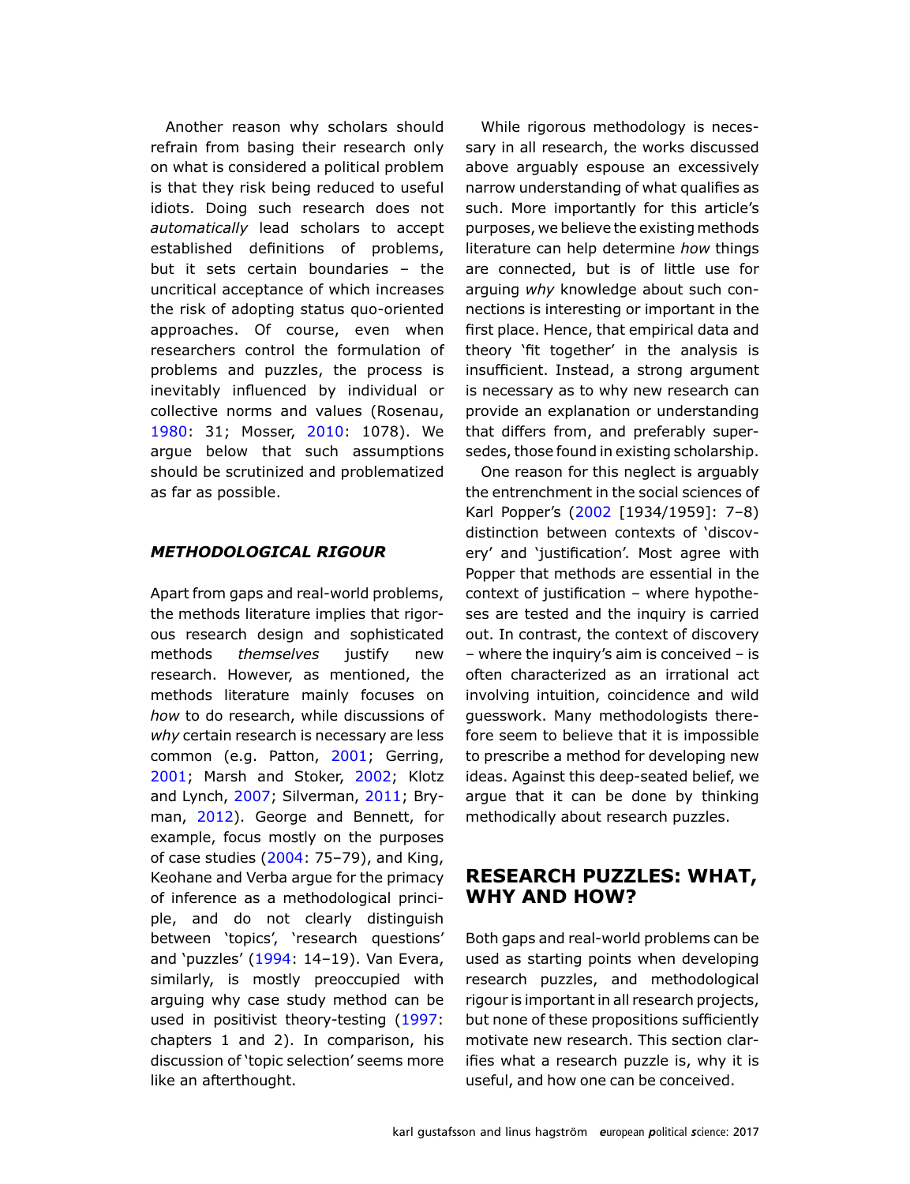Another reason why scholars should refrain from basing their research only on what is considered a political problem is that they risk being reduced to useful idiots. Doing such research does not *automatically* lead scholars to accept established definitions of problems, but it sets certain boundaries – the uncritical acceptance of which increases the risk of adopting status quo-oriented approaches. Of course, even when researchers control the formulation of problems and puzzles, the process is inevitably influenced by individual or collective norms and values (Rosenau, 1980: 31; Mosser, 2010: 1078). We argue below that such assumptions should be scrutinized and problematized as far as possible.

### *METHODOLOGICAL RIGOUR*

Apart from gaps and real-world problems, the methods literature implies that rigorous research design and sophisticated methods *themselves* justify new research. However, as mentioned, the methods literature mainly focuses on *how* to do research, while discussions of *why* certain research is necessary are less common (e.g. Patton, 2001; Gerring, 2001; Marsh and Stoker, 2002; Klotz and Lynch, 2007; Silverman, 2011; Bryman, 2012). George and Bennett, for example, focus mostly on the purposes of case studies (2004: 75–79), and King, Keohane and Verba argue for the primacy of inference as a methodological principle, and do not clearly distinguish between 'topics', 'research questions' and 'puzzles' (1994: 14–19). Van Evera, similarly, is mostly preoccupied with arguing why case study method can be used in positivist theory-testing (1997: chapters 1 and 2). In comparison, his discussion of 'topic selection' seems more like an afterthought.

While rigorous methodology is necessary in all research, the works discussed above arguably espouse an excessively narrow understanding of what qualifies as such. More importantly for this article's purposes, we believe the existing methods literature can help determine *how* things are connected, but is of little use for arguing *why* knowledge about such connections is interesting or important in the first place. Hence, that empirical data and theory 'fit together' in the analysis is insufficient. Instead, a strong argument is necessary as to why new research can provide an explanation or understanding that differs from, and preferably supersedes, those found in existing scholarship.

One reason for this neglect is arguably the entrenchment in the social sciences of Karl Popper's (2002 [1934/1959]: 7–8) distinction between contexts of 'discovery' and 'justification'. Most agree with Popper that methods are essential in the context of justification – where hypotheses are tested and the inquiry is carried out. In contrast, the context of discovery – where the inquiry's aim is conceived – is often characterized as an irrational act involving intuition, coincidence and wild guesswork. Many methodologists therefore seem to believe that it is impossible to prescribe a method for developing new ideas. Against this deep-seated belief, we argue that it can be done by thinking methodically about research puzzles.

## RESEARCH PUZZLES: WHAT, WHY AND HOW?

Both gaps and real-world problems can be used as starting points when developing research puzzles, and methodological rigour is important in all research projects, but none of these propositions sufficiently motivate new research. This section clarifies what a research puzzle is, why it is useful, and how one can be conceived.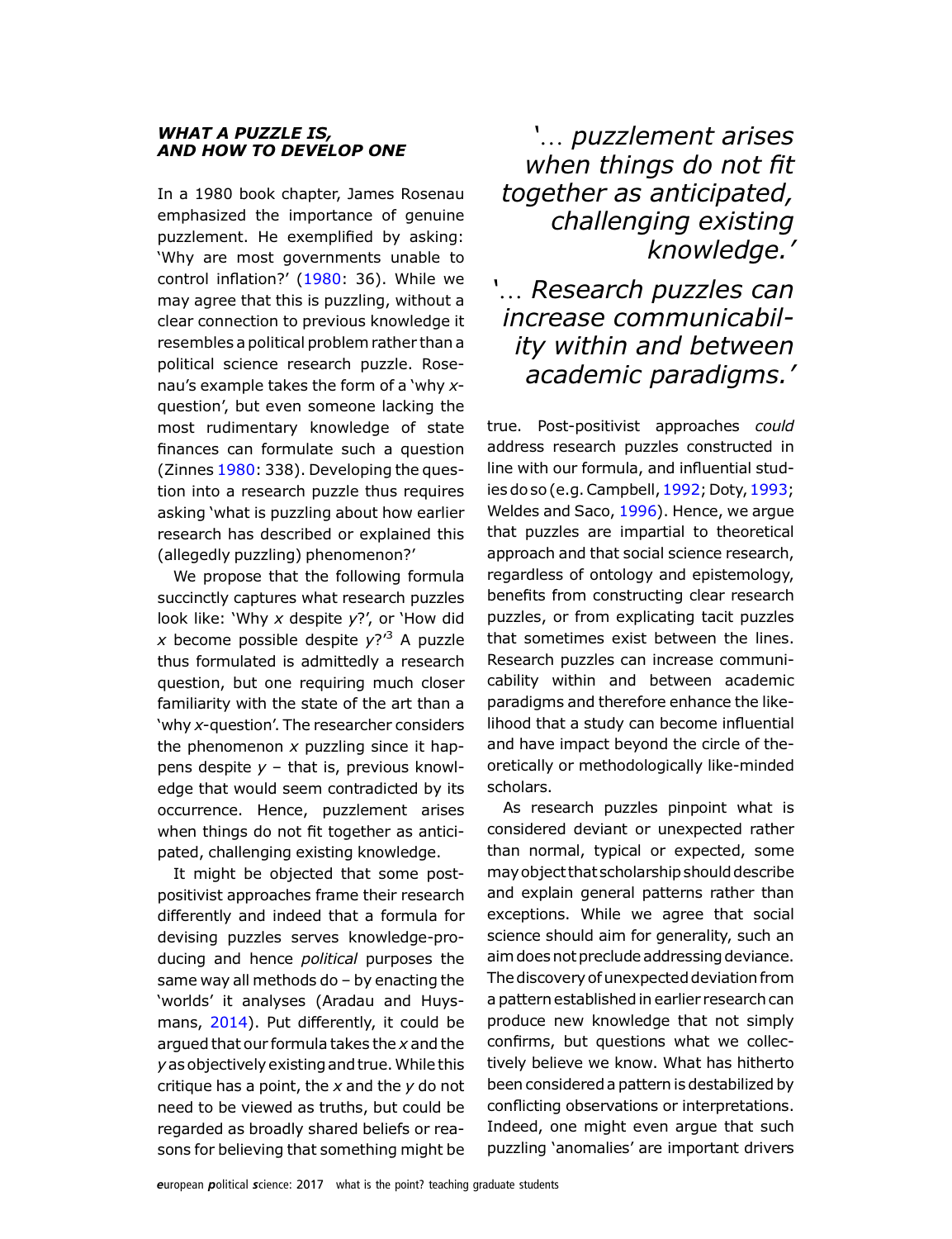### *WHAT A PUZZLE IS, AND HOW TO DEVELOP ONE*

In a 1980 book chapter, James Rosenau emphasized the importance of genuine puzzlement. He exemplified by asking: 'Why are most governments unable to control inflation?' (1980: 36). While we may agree that this is puzzling, without a clear connection to previous knowledge it resembles a political problem rather than a political science research puzzle. Rosenau's example takes the form of a 'why *x*-question', but even someone lacking the most rudimentary knowledge of state finances can formulate such a question (Zinnes 1980: 338). Developing the question into a research puzzle thus requires asking 'what is puzzling about how earlier research has described or explained this (allegedly puzzling) phenomenon?'

We propose that the following formula succinctly captures what research puzzles look like: 'Why *x* despite *y*?', or 'How did *x* become possible despite *y*?'[3] A puzzle thus formulated is admittedly a research question, but one requiring much closer familiarity with the state of the art than a 'why *x*-question'. The researcher considers the phenomenon *x* puzzling since it happens despite *y* – that is, previous knowledge that would seem contradicted by its occurrence. Hence, puzzlement arises when things do not fit together as anticipated, challenging existing knowledge.

*'... puzzlement arises when things do not fit together as anticipated, challenging existing knowledge.'*

It might be objected that some post-positivist approaches frame their research differently and indeed that a formula for devising puzzles serves knowledge-producing and hence *political* purposes the same way all methods do – by enacting the 'worlds' it analyses (Aradau and Huysmans, 2014). Put differently, it could be argued that our formula takes the *x* and the *y* as objectively existing and true. While this critique has a point, the *x* and the *y* do not need to be viewed as truths, but could be regarded as broadly shared beliefs or reasons for believing that something might be true. Post-positivist approaches *could* address research puzzles constructed in line with our formula, and influential studies do so (e.g. Campbell, 1992; Doty, 1993; Weldes and Saco, 1996). Hence, we argue that puzzles are impartial to theoretical approach and that social science research, regardless of ontology and epistemology, benefits from constructing clear research puzzles, or from explicating tacit puzzles that sometimes exist between the lines. Research puzzles can increase communicability within and between academic paradigms and therefore enhance the likelihood that a study can become influential and have impact beyond the circle of theoretically or methodologically like-minded scholars.

*'... Research puzzles can increase communicability within and between academic paradigms.'*

As research puzzles pinpoint what is considered deviant or unexpected rather than normal, typical or expected, some may object that scholarship should describe and explain general patterns rather than exceptions. While we agree that social science should aim for generality, such an aim does not preclude addressing deviance. The discovery of unexpected deviation from a pattern established in earlier research can produce new knowledge that not simply confirms, but questions what we collectively believe we know. What has hitherto been considered a pattern is destabilized by conflicting observations or interpretations. Indeed, one might even argue that such puzzling 'anomalies' are important drivers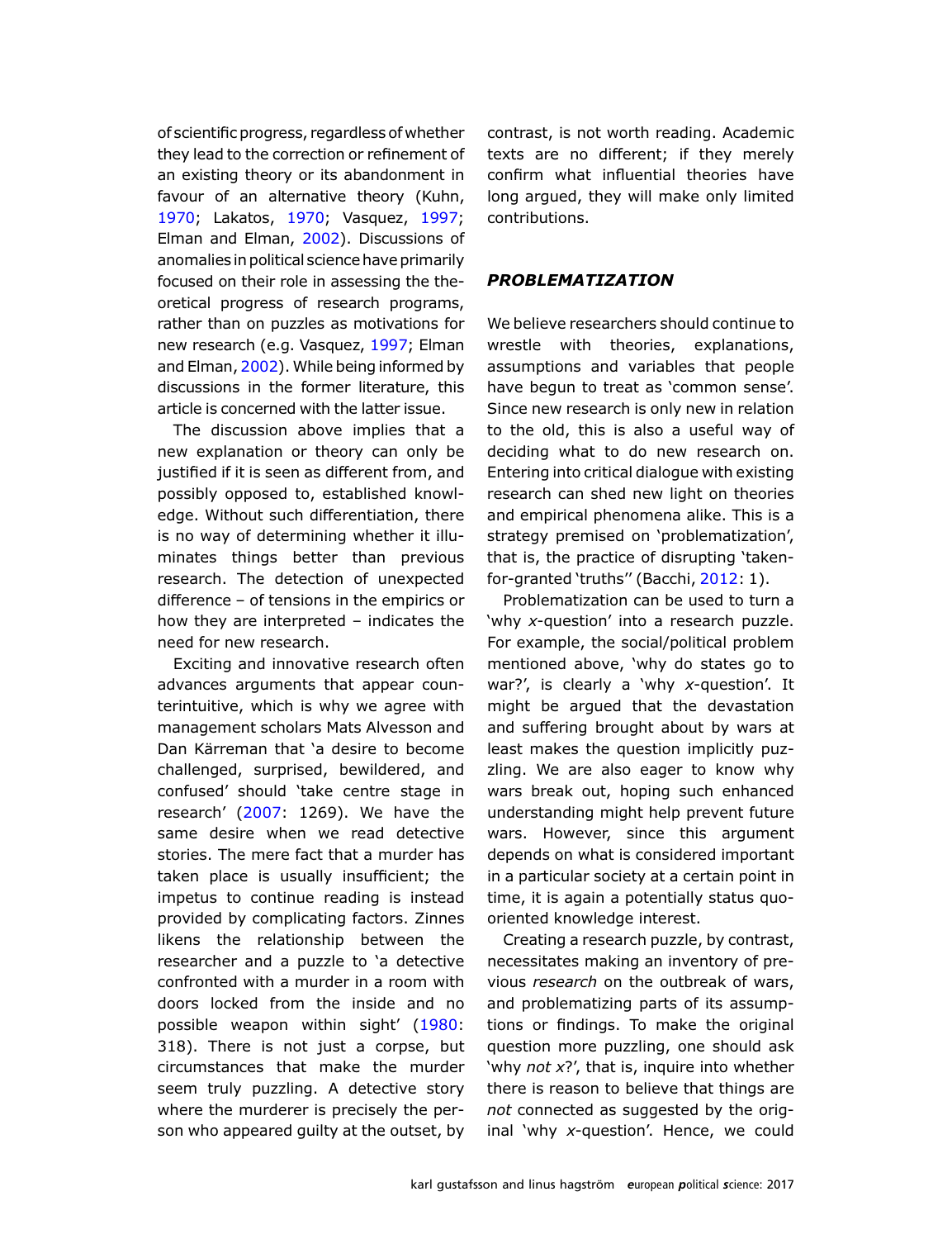of scientific progress, regardless of whether they lead to the correction or refinement of an existing theory or its abandonment in favour of an alternative theory (Kuhn, 1970; Lakatos, 1970; Vasquez, 1997; Elman and Elman, 2002). Discussions of anomalies in political science have primarily focused on their role in assessing the theoretical progress of research programs, rather than on puzzles as motivations for new research (e.g. Vasquez, 1997; Elman and Elman, 2002). While being informed by discussions in the former literature, this article is concerned with the latter issue.

The discussion above implies that a new explanation or theory can only be justified if it is seen as different from, and possibly opposed to, established knowledge. Without such differentiation, there is no way of determining whether it illuminates things better than previous research. The detection of unexpected difference – of tensions in the empirics or how they are interpreted – indicates the need for new research.

Exciting and innovative research often advances arguments that appear counterintuitive, which is why we agree with management scholars Mats Alvesson and Dan Kärreman that 'a desire to become challenged, surprised, bewildered, and confused' should 'take centre stage in research' (2007: 1269). We have the same desire when we read detective stories. The mere fact that a murder has taken place is usually insufficient; the impetus to continue reading is instead provided by complicating factors. Zinnes likens the relationship between the researcher and a puzzle to 'a detective confronted with a murder in a room with doors locked from the inside and no possible weapon within sight' (1980: 318). There is not just a corpse, but circumstances that make the murder seem truly puzzling. A detective story where the murderer is precisely the person who appeared guilty at the outset, by contrast, is not worth reading. Academic texts are no different; if they merely confirm what influential theories have long argued, they will make only limited contributions.

## *PROBLEMATIZATION*

We believe researchers should continue to wrestle with theories, explanations, assumptions and variables that people have begun to treat as 'common sense'. Since new research is only new in relation to the old, this is also a useful way of deciding what to do new research on. Entering into critical dialogue with existing research can shed new light on theories and empirical phenomena alike. This is a strategy premised on 'problematization', that is, the practice of disrupting 'taken-for-granted 'truths'' (Bacchi, 2012: 1).

Problematization can be used to turn a 'why *x*-question' into a research puzzle. For example, the social/political problem mentioned above, 'why do states go to war?', is clearly a 'why *x*-question'. It might be argued that the devastation and suffering brought about by wars at least makes the question implicitly puzzling. We are also eager to know why wars break out, hoping such enhanced understanding might help prevent future wars. However, since this argument depends on what is considered important in a particular society at a certain point in time, it is again a potentially status quo-oriented knowledge interest.

Creating a research puzzle, by contrast, necessitates making an inventory of previous *research* on the outbreak of wars, and problematizing parts of its assumptions or findings. To make the original question more puzzling, one should ask 'why *not x*?', that is, inquire into whether there is reason to believe that things are *not* connected as suggested by the original 'why *x*-question'. Hence, we could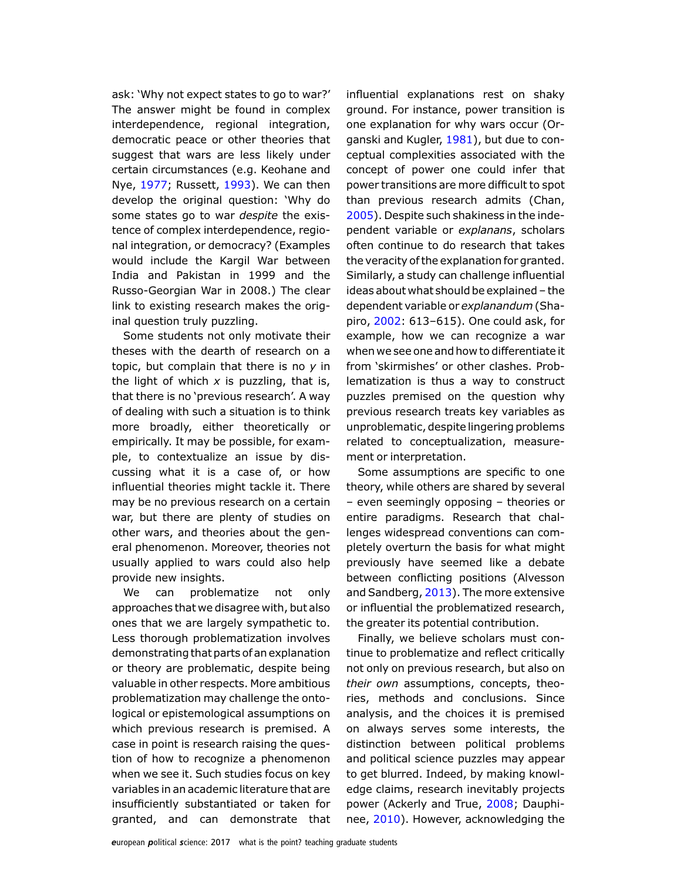ask: 'Why not expect states to go to war?' The answer might be found in complex interdependence, regional integration, democratic peace or other theories that suggest that wars are less likely under certain circumstances (e.g. Keohane and Nye, 1977; Russett, 1993). We can then develop the original question: 'Why do some states go to war *despite* the existence of complex interdependence, regional integration, or democracy? (Examples would include the Kargil War between India and Pakistan in 1999 and the Russo-Georgian War in 2008.) The clear link to existing research makes the original question truly puzzling.

Some students not only motivate their theses with the dearth of research on a topic, but complain that there is no *y* in the light of which *x* is puzzling, that is, that there is no 'previous research'. A way of dealing with such a situation is to think more broadly, either theoretically or empirically. It may be possible, for example, to contextualize an issue by discussing what it is a case of, or how influential theories might tackle it. There may be no previous research on a certain war, but there are plenty of studies on other wars, and theories about the general phenomenon. Moreover, theories not usually applied to wars could also help provide new insights.

We can problematize not only approaches that we disagree with, but also ones that we are largely sympathetic to. Less thorough problematization involves demonstrating that parts of an explanation or theory are problematic, despite being valuable in other respects. More ambitious problematization may challenge the ontological or epistemological assumptions on which previous research is premised. A case in point is research raising the question of how to recognize a phenomenon when we see it. Such studies focus on key variables in an academic literature that are insufficiently substantiated or taken for granted, and can demonstrate that influential explanations rest on shaky ground. For instance, power transition is one explanation for why wars occur (Organski and Kugler, 1981), but due to conceptual complexities associated with the concept of power one could infer that power transitions are more difficult to spot than previous research admits (Chan, 2005). Despite such shakiness in the independent variable or *explanans*, scholars often continue to do research that takes the veracity of the explanation for granted. Similarly, a study can challenge influential ideas about what should be explained – the dependent variable or *explanandum* (Shapiro, 2002: 613–615). One could ask, for example, how we can recognize a war when we see one and how to differentiate it from 'skirmishes' or other clashes. Problematization is thus a way to construct puzzles premised on the question why previous research treats key variables as unproblematic, despite lingering problems related to conceptualization, measurement or interpretation.

Some assumptions are specific to one theory, while others are shared by several – even seemingly opposing – theories or entire paradigms. Research that challenges widespread conventions can completely overturn the basis for what might previously have seemed like a debate between conflicting positions (Alvesson and Sandberg, 2013). The more extensive or influential the problematized research, the greater its potential contribution.

Finally, we believe scholars must continue to problematize and reflect critically not only on previous research, but also on *their own* assumptions, concepts, theories, methods and conclusions. Since analysis, and the choices it is premised on always serves some interests, the distinction between political problems and political science puzzles may appear to get blurred. Indeed, by making knowledge claims, research inevitably projects power (Ackerly and True, 2008; Dauphinee, 2010). However, acknowledging the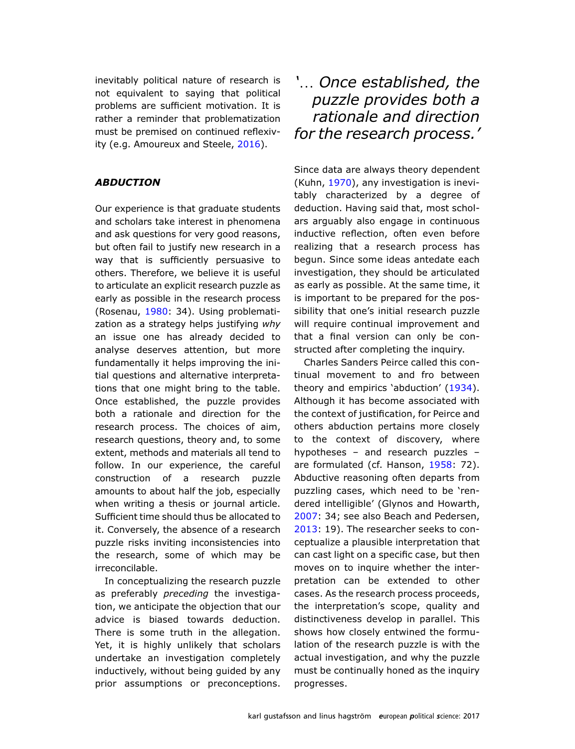inevitably political nature of research is not equivalent to saying that political problems are sufficient motivation. It is rather a reminder that problematization must be premised on continued reflexivity (e.g. Amoureux and Steele, 2016).

### *ABDUCTION*

Our experience is that graduate students and scholars take interest in phenomena and ask questions for very good reasons, but often fail to justify new research in a way that is sufficiently persuasive to others. Therefore, we believe it is useful to articulate an explicit research puzzle as early as possible in the research process (Rosenau, 1980: 34). Using problematization as a strategy helps justifying *why* an issue one has already decided to analyse deserves attention, but more fundamentally it helps improving the initial questions and alternative interpretations that one might bring to the table. Once established, the puzzle provides both a rationale and direction for the research process. The choices of aim, research questions, theory and, to some extent, methods and materials all tend to follow. In our experience, the careful construction of a research puzzle amounts to about half the job, especially when writing a thesis or journal article. Sufficient time should thus be allocated to it. Conversely, the absence of a research puzzle risks inviting inconsistencies into the research, some of which may be irreconcilable.

In conceptualizing the research puzzle as preferably *preceding* the investigation, we anticipate the objection that our advice is biased towards deduction. There is some truth in the allegation. Yet, it is highly unlikely that scholars undertake an investigation completely inductively, without being guided by any prior assumptions or preconceptions.

> *'… Once established, the puzzle provides both a rationale and direction for the research process.'*

Since data are always theory dependent (Kuhn, 1970), any investigation is inevitably characterized by a degree of deduction. Having said that, most scholars arguably also engage in continuous inductive reflection, often even before realizing that a research process has begun. Since some ideas antedate each investigation, they should be articulated as early as possible. At the same time, it is important to be prepared for the possibility that one's initial research puzzle will require continual improvement and that a final version can only be constructed after completing the inquiry.

Charles Sanders Peirce called this continual movement to and fro between theory and empirics 'abduction' (1934). Although it has become associated with the context of justification, for Peirce and others abduction pertains more closely to the context of discovery, where hypotheses – and research puzzles – are formulated (cf. Hanson, 1958: 72). Abductive reasoning often departs from puzzling cases, which need to be 'rendered intelligible' (Glynos and Howarth, 2007: 34; see also Beach and Pedersen, 2013: 19). The researcher seeks to conceptualize a plausible interpretation that can cast light on a specific case, but then moves on to inquire whether the interpretation can be extended to other cases. As the research process proceeds, the interpretation's scope, quality and distinctiveness develop in parallel. This shows how closely entwined the formulation of the research puzzle is with the actual investigation, and why the puzzle must be continually honed as the inquiry progresses.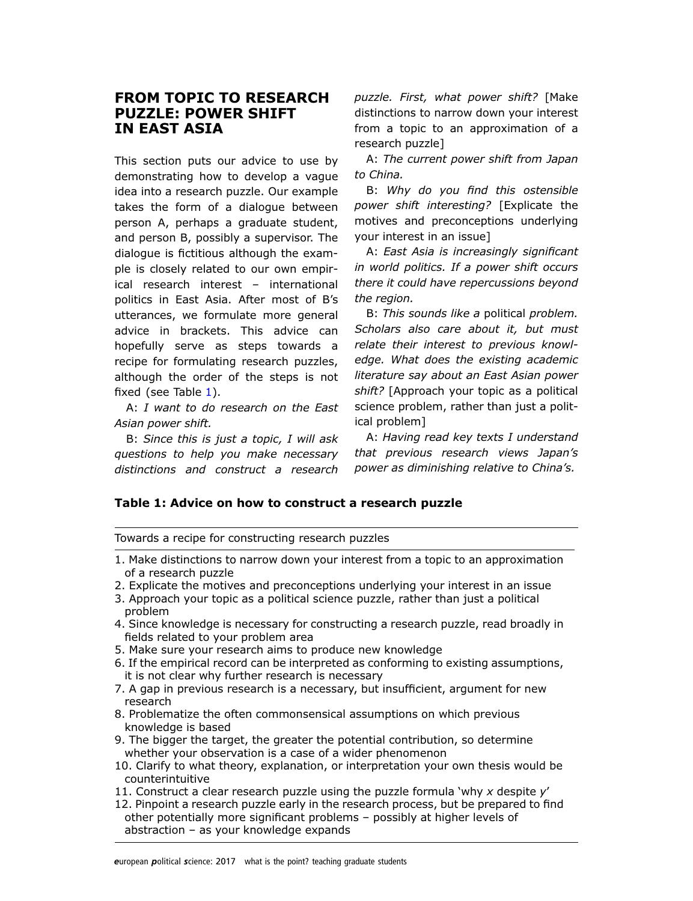## FROM TOPIC TO RESEARCH PUZZLE: POWER SHIFT IN EAST ASIA

This section puts our advice to use by demonstrating how to develop a vague idea into a research puzzle. Our example takes the form of a dialogue between person A, perhaps a graduate student, and person B, possibly a supervisor. The dialogue is fictitious although the example is closely related to our own empirical research interest – international politics in East Asia. After most of B's utterances, we formulate more general advice in brackets. This advice can hopefully serve as steps towards a recipe for formulating research puzzles, although the order of the steps is not fixed (see Table 1).

A: *I want to do research on the East Asian power shift.*

B: *Since this is just a topic, I will ask questions to help you make necessary distinctions and construct a research puzzle. First, what power shift?* [Make distinctions to narrow down your interest from a topic to an approximation of a research puzzle]

A: *The current power shift from Japan to China.*

B: *Why do you find this ostensible power shift interesting?* [Explicate the motives and preconceptions underlying your interest in an issue]

A: *East Asia is increasingly significant in world politics. If a power shift occurs there it could have repercussions beyond the region.*

B: *This sounds like a* political *problem. Scholars also care about it, but must relate their interest to previous knowledge. What does the existing academic literature say about an East Asian power shift?* [Approach your topic as a political science problem, rather than just a political problem]

A: *Having read key texts I understand that previous research views Japan's power as diminishing relative to China's.*

**Table 1: Advice on how to construct a research puzzle**

| Towards a recipe for constructing research puzzles |
| --- |
| 1. Make distinctions to narrow down your interest from a topic to an approximation of a research puzzle |
| 2. Explicate the motives and preconceptions underlying your interest in an issue |
| 3. Approach your topic as a political science puzzle, rather than just a political problem |
| 4. Since knowledge is necessary for constructing a research puzzle, read broadly in fields related to your problem area |
| 5. Make sure your research aims to produce new knowledge |
| 6. If the empirical record can be interpreted as conforming to existing assumptions, it is not clear why further research is necessary |
| 7. A gap in previous research is a necessary, but insufficient, argument for new research |
| 8. Problematize the often commonsensical assumptions on which previous knowledge is based |
| 9. The bigger the target, the greater the potential contribution, so determine whether your observation is a case of a wider phenomenon |
| 10. Clarify to what theory, explanation, or interpretation your own thesis would be counterintuitive |
| 11. Construct a clear research puzzle using the puzzle formula 'why *x* despite *y*' |
| 12. Pinpoint a research puzzle early in the research process, but be prepared to find other potentially more significant problems – possibly at higher levels of abstraction – as your knowledge expands |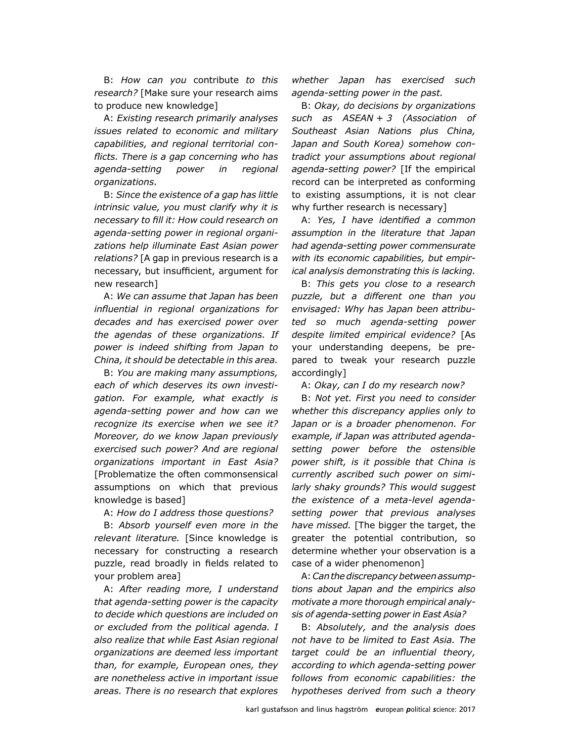B: *How can you* contribute *to this research?* [Make sure your research aims to produce new knowledge]

A: *Existing research primarily analyses issues related to economic and military capabilities, and regional territorial conflicts. There is a gap concerning who has agenda-setting power in regional organizations.*

B: *Since the existence of a gap has little intrinsic value, you must clarify why it is necessary to fill it: How could research on agenda-setting power in regional organizations help illuminate East Asian power relations?* [A gap in previous research is a necessary, but insufficient, argument for new research]

A: *We can assume that Japan has been influential in regional organizations for decades and has exercised power over the agendas of these organizations. If power is indeed shifting from Japan to China, it should be detectable in this area.*

B: *You are making many assumptions, each of which deserves its own investigation. For example, what exactly is agenda-setting power and how can we recognize its exercise when we see it? Moreover, do we know Japan previously exercised such power? And are regional organizations important in East Asia?* [Problematize the often commonsensical assumptions on which that previous knowledge is based]

A: *How do I address those questions?*

B: *Absorb yourself even more in the relevant literature.* [Since knowledge is necessary for constructing a research puzzle, read broadly in fields related to your problem area]

A: *After reading more, I understand that agenda-setting power is the capacity to decide which questions are included on or excluded from the political agenda. I also realize that while East Asian regional organizations are deemed less important than, for example, European ones, they are nonetheless active in important issue areas. There is no research that explores whether Japan has exercised such agenda-setting power in the past.*

B: *Okay, do decisions by organizations such as ASEAN + 3 (Association of Southeast Asian Nations plus China, Japan and South Korea) somehow contradict your assumptions about regional agenda-setting power?* [If the empirical record can be interpreted as conforming to existing assumptions, it is not clear why further research is necessary]

A: *Yes, I have identified a common assumption in the literature that Japan had agenda-setting power commensurate with its economic capabilities, but empirical analysis demonstrating this is lacking.*

B: *This gets you close to a research puzzle, but a different one than you envisaged: Why has Japan been attributed so much agenda-setting power despite limited empirical evidence?* [As your understanding deepens, be prepared to tweak your research puzzle accordingly]

A: *Okay, can I do my research now?*

B: *Not yet. First you need to consider whether this discrepancy applies only to Japan or is a broader phenomenon. For example, if Japan was attributed agenda-setting power before the ostensible power shift, is it possible that China is currently ascribed such power on similarly shaky grounds? This would suggest the existence of a meta-level agenda-setting power that previous analyses have missed.* [The bigger the target, the greater the potential contribution, so determine whether your observation is a case of a wider phenomenon]

A: *Can the discrepancy between assumptions about Japan and the empirics also motivate a more thorough empirical analysis of agenda-setting power in East Asia?*

B: *Absolutely, and the analysis does not have to be limited to East Asia. The target could be an influential theory, according to which agenda-setting power follows from economic capabilities: the hypotheses derived from such a theory*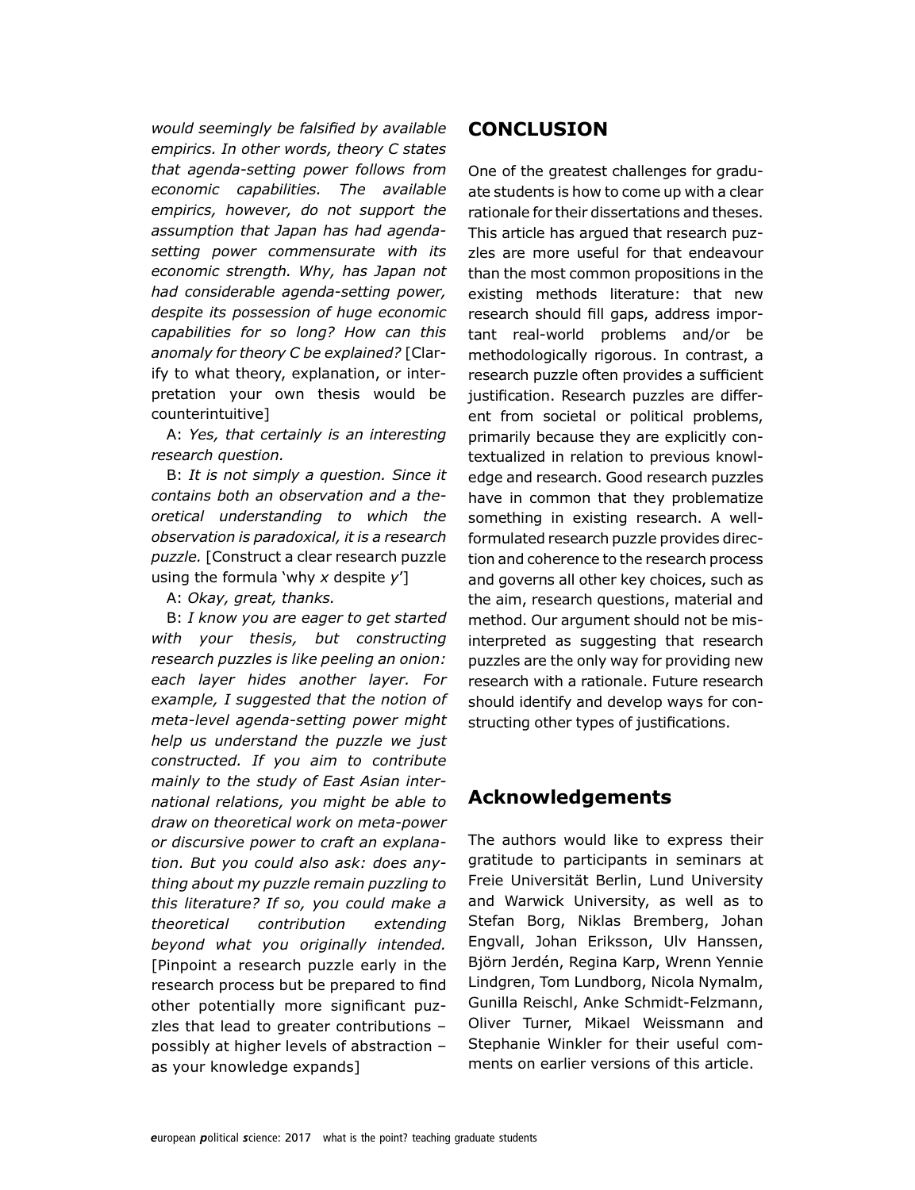*would seemingly be falsified by available empirics. In other words, theory C states that agenda-setting power follows from economic capabilities. The available empirics, however, do not support the assumption that Japan has had agenda-setting power commensurate with its economic strength. Why, has Japan not had considerable agenda-setting power, despite its possession of huge economic capabilities for so long? How can this anomaly for theory C be explained?* [Clarify to what theory, explanation, or interpretation your own thesis would be counterintuitive]

A: *Yes, that certainly is an interesting research question.*

B: *It is not simply a question. Since it contains both an observation and a theoretical understanding to which the observation is paradoxical, it is a research puzzle.* [Construct a clear research puzzle using the formula 'why *x* despite *y*']

A: *Okay, great, thanks.*

B: *I know you are eager to get started with your thesis, but constructing research puzzles is like peeling an onion: each layer hides another layer. For example, I suggested that the notion of meta-level agenda-setting power might help us understand the puzzle we just constructed. If you aim to contribute mainly to the study of East Asian international relations, you might be able to draw on theoretical work on meta-power or discursive power to craft an explanation. But you could also ask: does anything about my puzzle remain puzzling to this literature? If so, you could make a theoretical contribution extending beyond what you originally intended.* [Pinpoint a research puzzle early in the research process but be prepared to find other potentially more significant puzzles that lead to greater contributions – possibly at higher levels of abstraction – as your knowledge expands]

## CONCLUSION

One of the greatest challenges for graduate students is how to come up with a clear rationale for their dissertations and theses. This article has argued that research puzzles are more useful for that endeavour than the most common propositions in the existing methods literature: that new research should fill gaps, address important real-world problems and/or be methodologically rigorous. In contrast, a research puzzle often provides a sufficient justification. Research puzzles are different from societal or political problems, primarily because they are explicitly contextualized in relation to previous knowledge and research. Good research puzzles have in common that they problematize something in existing research. A well-formulated research puzzle provides direction and coherence to the research process and governs all other key choices, such as the aim, research questions, material and method. Our argument should not be misinterpreted as suggesting that research puzzles are the only way for providing new research with a rationale. Future research should identify and develop ways for constructing other types of justifications.

## Acknowledgements

The authors would like to express their gratitude to participants in seminars at Freie Universität Berlin, Lund University and Warwick University, as well as to Stefan Borg, Niklas Bremberg, Johan Engvall, Johan Eriksson, Ulv Hanssen, Björn Jerdén, Regina Karp, Wrenn Yennie Lindgren, Tom Lundborg, Nicola Nymalm, Gunilla Reischl, Anke Schmidt-Felzmann, Oliver Turner, Mikael Weissmann and Stephanie Winkler for their useful comments on earlier versions of this article.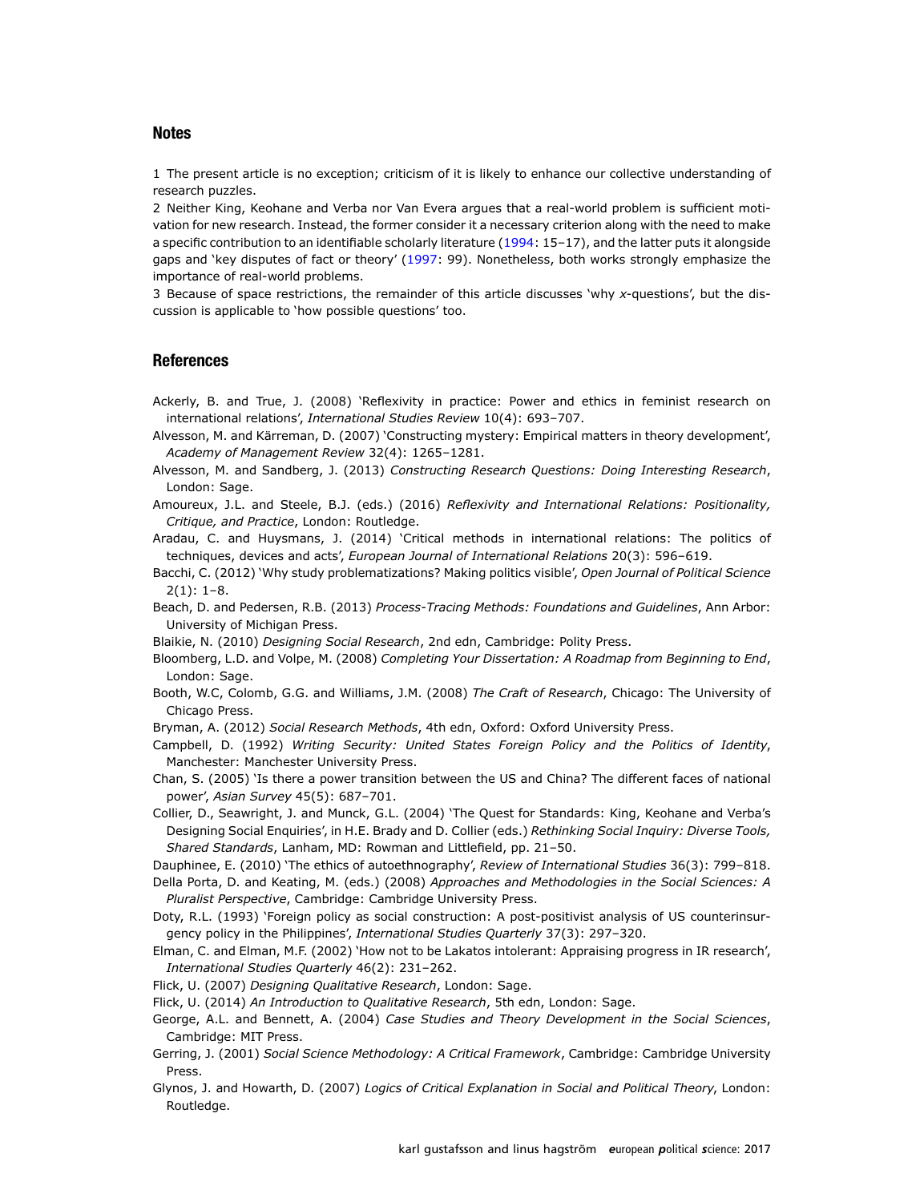## Notes

1 The present article is no exception; criticism of it is likely to enhance our collective understanding of research puzzles.

2 Neither King, Keohane and Verba nor Van Evera argues that a real-world problem is sufficient motivation for new research. Instead, the former consider it a necessary criterion along with the need to make a specific contribution to an identifiable scholarly literature (1994: 15–17), and the latter puts it alongside gaps and 'key disputes of fact or theory' (1997: 99). Nonetheless, both works strongly emphasize the importance of real-world problems.

3 Because of space restrictions, the remainder of this article discusses 'why *x*-questions', but the discussion is applicable to 'how possible questions' too.

## References

Ackerly, B. and True, J. (2008) 'Reflexivity in practice: Power and ethics in feminist research on international relations', *International Studies Review* 10(4): 693–707.

Alvesson, M. and Kärreman, D. (2007) 'Constructing mystery: Empirical matters in theory development', *Academy of Management Review* 32(4): 1265–1281.

Alvesson, M. and Sandberg, J. (2013) *Constructing Research Questions: Doing Interesting Research*, London: Sage.

Amoureux, J.L. and Steele, B.J. (eds.) (2016) *Reflexivity and International Relations: Positionality, Critique, and Practice*, London: Routledge.

Aradau, C. and Huysmans, J. (2014) 'Critical methods in international relations: The politics of techniques, devices and acts', *European Journal of International Relations* 20(3): 596–619.

Bacchi, C. (2012) 'Why study problematizations? Making politics visible', *Open Journal of Political Science* 2(1): 1–8.

Beach, D. and Pedersen, R.B. (2013) *Process-Tracing Methods: Foundations and Guidelines*, Ann Arbor: University of Michigan Press.

Blaikie, N. (2010) *Designing Social Research*, 2nd edn, Cambridge: Polity Press.

Bloomberg, L.D. and Volpe, M. (2008) *Completing Your Dissertation: A Roadmap from Beginning to End*, London: Sage.

Booth, W.C, Colomb, G.G. and Williams, J.M. (2008) *The Craft of Research*, Chicago: The University of Chicago Press.

Bryman, A. (2012) *Social Research Methods*, 4th edn, Oxford: Oxford University Press.

Campbell, D. (1992) *Writing Security: United States Foreign Policy and the Politics of Identity*, Manchester: Manchester University Press.

Chan, S. (2005) 'Is there a power transition between the US and China? The different faces of national power', *Asian Survey* 45(5): 687–701.

Collier, D., Seawright, J. and Munck, G.L. (2004) 'The Quest for Standards: King, Keohane and Verba's Designing Social Enquiries', in H.E. Brady and D. Collier (eds.) *Rethinking Social Inquiry: Diverse Tools, Shared Standards*, Lanham, MD: Rowman and Littlefield, pp. 21–50.

Dauphinee, E. (2010) 'The ethics of autoethnography', *Review of International Studies* 36(3): 799–818.

Della Porta, D. and Keating, M. (eds.) (2008) *Approaches and Methodologies in the Social Sciences: A Pluralist Perspective*, Cambridge: Cambridge University Press.

Doty, R.L. (1993) 'Foreign policy as social construction: A post-positivist analysis of US counterinsurgency policy in the Philippines', *International Studies Quarterly* 37(3): 297–320.

Elman, C. and Elman, M.F. (2002) 'How not to be Lakatos intolerant: Appraising progress in IR research', *International Studies Quarterly* 46(2): 231–262.

Flick, U. (2007) *Designing Qualitative Research*, London: Sage.

Flick, U. (2014) *An Introduction to Qualitative Research*, 5th edn, London: Sage.

George, A.L. and Bennett, A. (2004) *Case Studies and Theory Development in the Social Sciences*, Cambridge: MIT Press.

Gerring, J. (2001) *Social Science Methodology: A Critical Framework*, Cambridge: Cambridge University Press.

Glynos, J. and Howarth, D. (2007) *Logics of Critical Explanation in Social and Political Theory*, London: Routledge.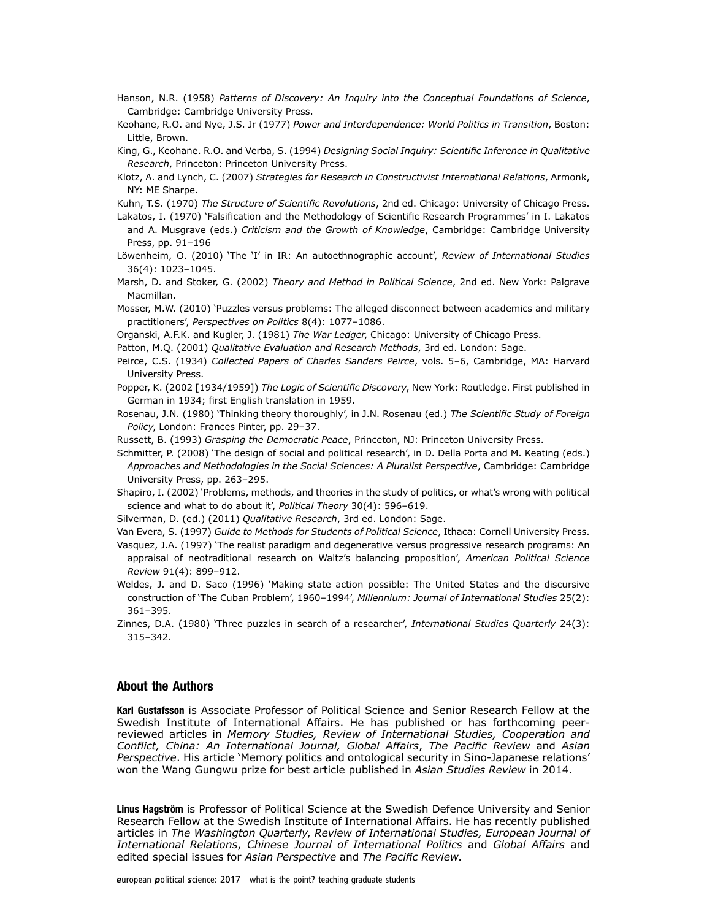Hanson, N.R. (1958) *Patterns of Discovery: An Inquiry into the Conceptual Foundations of Science*, Cambridge: Cambridge University Press.

Keohane, R.O. and Nye, J.S. Jr (1977) *Power and Interdependence: World Politics in Transition*, Boston: Little, Brown.

King, G., Keohane. R.O. and Verba, S. (1994) *Designing Social Inquiry: Scientific Inference in Qualitative Research*, Princeton: Princeton University Press.

Klotz, A. and Lynch, C. (2007) *Strategies for Research in Constructivist International Relations*, Armonk, NY: ME Sharpe.

Kuhn, T.S. (1970) *The Structure of Scientific Revolutions*, 2nd ed. Chicago: University of Chicago Press.

Lakatos, I. (1970) 'Falsification and the Methodology of Scientific Research Programmes' in I. Lakatos and A. Musgrave (eds.) *Criticism and the Growth of Knowledge*, Cambridge: Cambridge University Press, pp. 91–196

Löwenheim, O. (2010) 'The 'I' in IR: An autoethnographic account', *Review of International Studies* 36(4): 1023–1045.

Marsh, D. and Stoker, G. (2002) *Theory and Method in Political Science*, 2nd ed. New York: Palgrave Macmillan.

Mosser, M.W. (2010) 'Puzzles versus problems: The alleged disconnect between academics and military practitioners', *Perspectives on Politics* 8(4): 1077–1086.

Organski, A.F.K. and Kugler, J. (1981) *The War Ledger*, Chicago: University of Chicago Press.

Patton, M.Q. (2001) *Qualitative Evaluation and Research Methods*, 3rd ed. London: Sage.

Peirce, C.S. (1934) *Collected Papers of Charles Sanders Peirce*, vols. 5–6, Cambridge, MA: Harvard University Press.

Popper, K. (2002 [1934/1959]) *The Logic of Scientific Discovery*, New York: Routledge. First published in German in 1934; first English translation in 1959.

Rosenau, J.N. (1980) 'Thinking theory thoroughly', in J.N. Rosenau (ed.) *The Scientific Study of Foreign Policy*, London: Frances Pinter, pp. 29–37.

Russett, B. (1993) *Grasping the Democratic Peace*, Princeton, NJ: Princeton University Press.

Schmitter, P. (2008) 'The design of social and political research', in D. Della Porta and M. Keating (eds.) *Approaches and Methodologies in the Social Sciences: A Pluralist Perspective*, Cambridge: Cambridge University Press, pp. 263–295.

Shapiro, I. (2002) 'Problems, methods, and theories in the study of politics, or what's wrong with political science and what to do about it', *Political Theory* 30(4): 596–619.

Silverman, D. (ed.) (2011) *Qualitative Research*, 3rd ed. London: Sage.

Van Evera, S. (1997) *Guide to Methods for Students of Political Science*, Ithaca: Cornell University Press.

Vasquez, J.A. (1997) 'The realist paradigm and degenerative versus progressive research programs: An appraisal of neotraditional research on Waltz's balancing proposition', *American Political Science Review* 91(4): 899–912.

Weldes, J. and D. Saco (1996) 'Making state action possible: The United States and the discursive construction of 'The Cuban Problem', 1960–1994', *Millennium: Journal of International Studies* 25(2): 361–395.

Zinnes, D.A. (1980) 'Three puzzles in search of a researcher', *International Studies Quarterly* 24(3): 315–342.

## About the Authors

**Karl Gustafsson** is Associate Professor of Political Science and Senior Research Fellow at the Swedish Institute of International Affairs. He has published or has forthcoming peer-reviewed articles in *Memory Studies, Review of International Studies, Cooperation and Conflict, China: An International Journal, Global Affairs*, *The Pacific Review* and *Asian Perspective*. His article 'Memory politics and ontological security in Sino-Japanese relations' won the Wang Gungwu prize for best article published in *Asian Studies Review* in 2014.

**Linus Hagström** is Professor of Political Science at the Swedish Defence University and Senior Research Fellow at the Swedish Institute of International Affairs. He has recently published articles in *The Washington Quarterly*, *Review of International Studies, European Journal of International Relations*, *Chinese Journal of International Politics* and *Global Affairs* and edited special issues for *Asian Perspective* and *The Pacific Review*.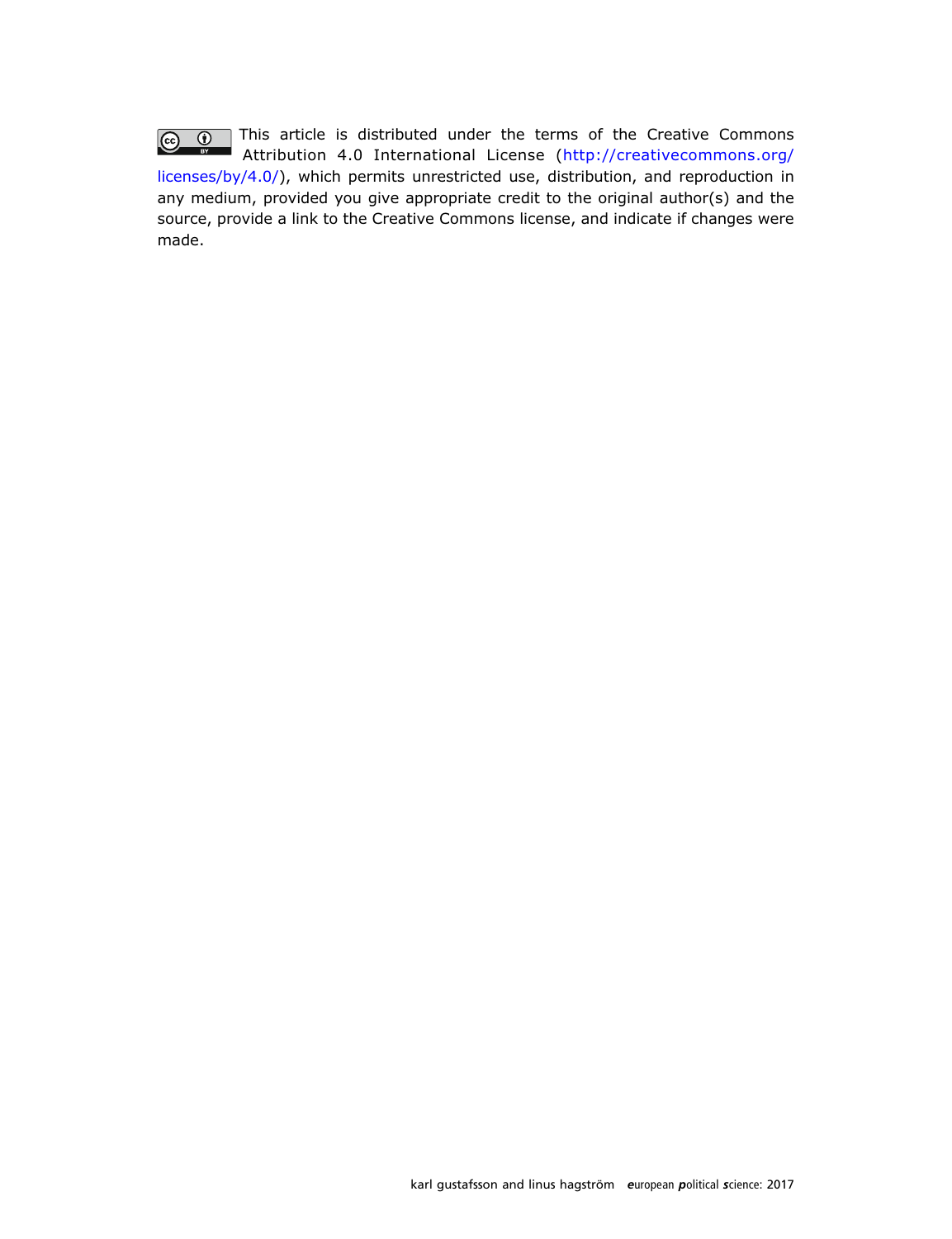This article is distributed under the terms of the Creative Commons Attribution 4.0 International License (http://creativecommons.org/licenses/by/4.0/), which permits unrestricted use, distribution, and reproduction in any medium, provided you give appropriate credit to the original author(s) and the source, provide a link to the Creative Commons license, and indicate if changes were made.